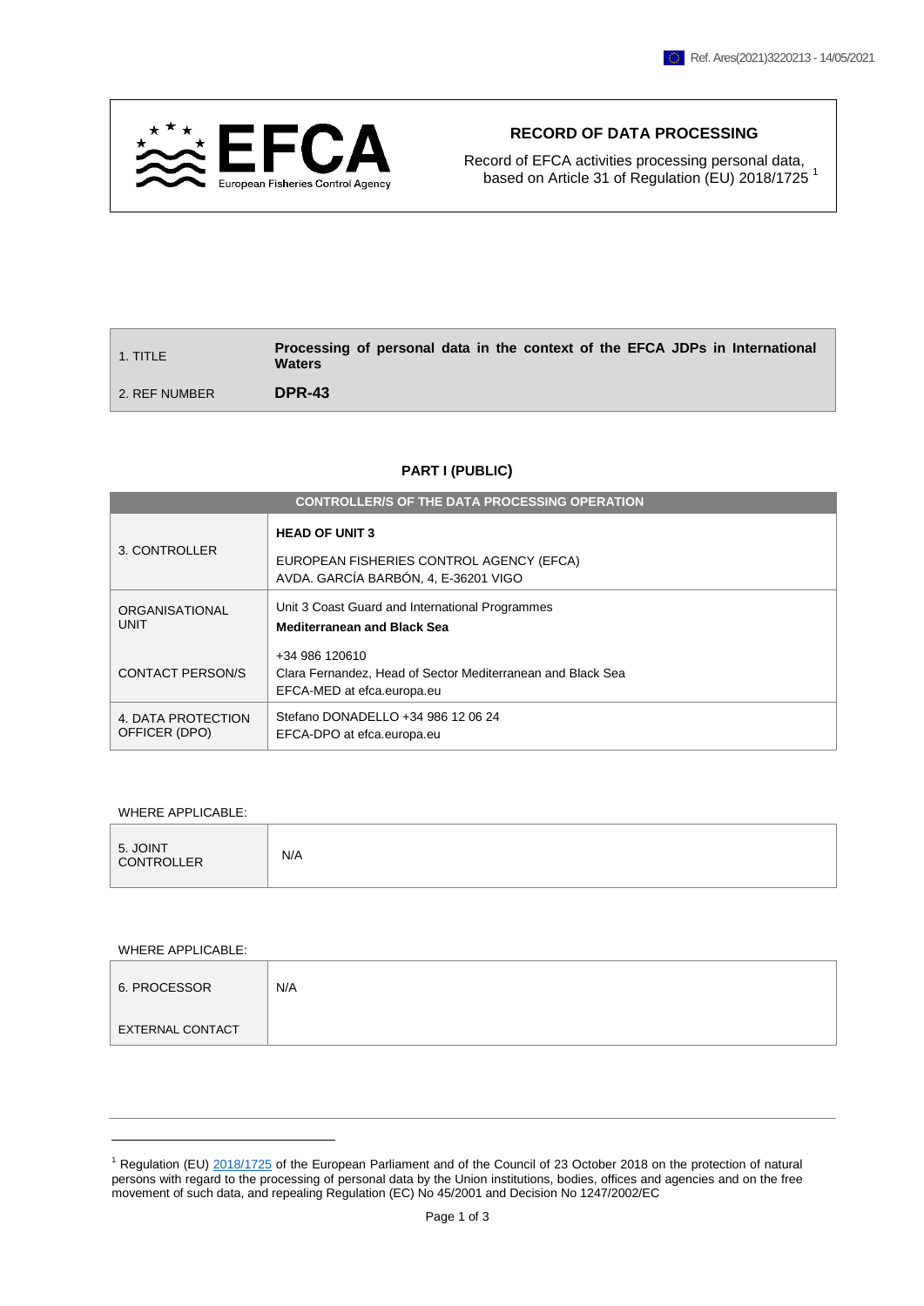Ref. Ares(2021)3220213 - 14/05/2021

**RECORD OF DATA PROCESSING**

Record of EFCA activities processing personal data, based on Article 31 of Regulation (EU) 2018/1725 [1]

| 1. TITLE | **Processing of personal data in the context of the EFCA JDPs in International Waters** |
|---|---|
| 2. REF NUMBER | **DPR-43** |

## PART I (PUBLIC)

| CONTROLLER/S OF THE DATA PROCESSING OPERATION | |
|---|---|
| 3. CONTROLLER | **HEAD OF UNIT 3**<br><br>EUROPEAN FISHERIES CONTROL AGENCY (EFCA)<br>AVDA. GARCÍA BARBÓN, 4, E-36201 VIGO |
| ORGANISATIONAL UNIT<br><br>CONTACT PERSON/S | Unit 3 Coast Guard and International Programmes<br>**Mediterranean and Black Sea**<br><br>+34 986 120610<br>Clara Fernandez, Head of Sector Mediterranean and Black Sea<br>EFCA-MED at efca.europa.eu |
| 4. DATA PROTECTION OFFICER (DPO) | Stefano DONADELLO +34 986 12 06 24<br>EFCA-DPO at efca.europa.eu |

WHERE APPLICABLE:

| 5. JOINT CONTROLLER | N/A |
|---|---|

WHERE APPLICABLE:

| 6. PROCESSOR | N/A |
|---|---|
| EXTERNAL CONTACT | |

[1] Regulation (EU) 2018/1725 of the European Parliament and of the Council of 23 October 2018 on the protection of natural persons with regard to the processing of personal data by the Union institutions, bodies, offices and agencies and on the free movement of such data, and repealing Regulation (EC) No 45/2001 and Decision No 1247/2002/EC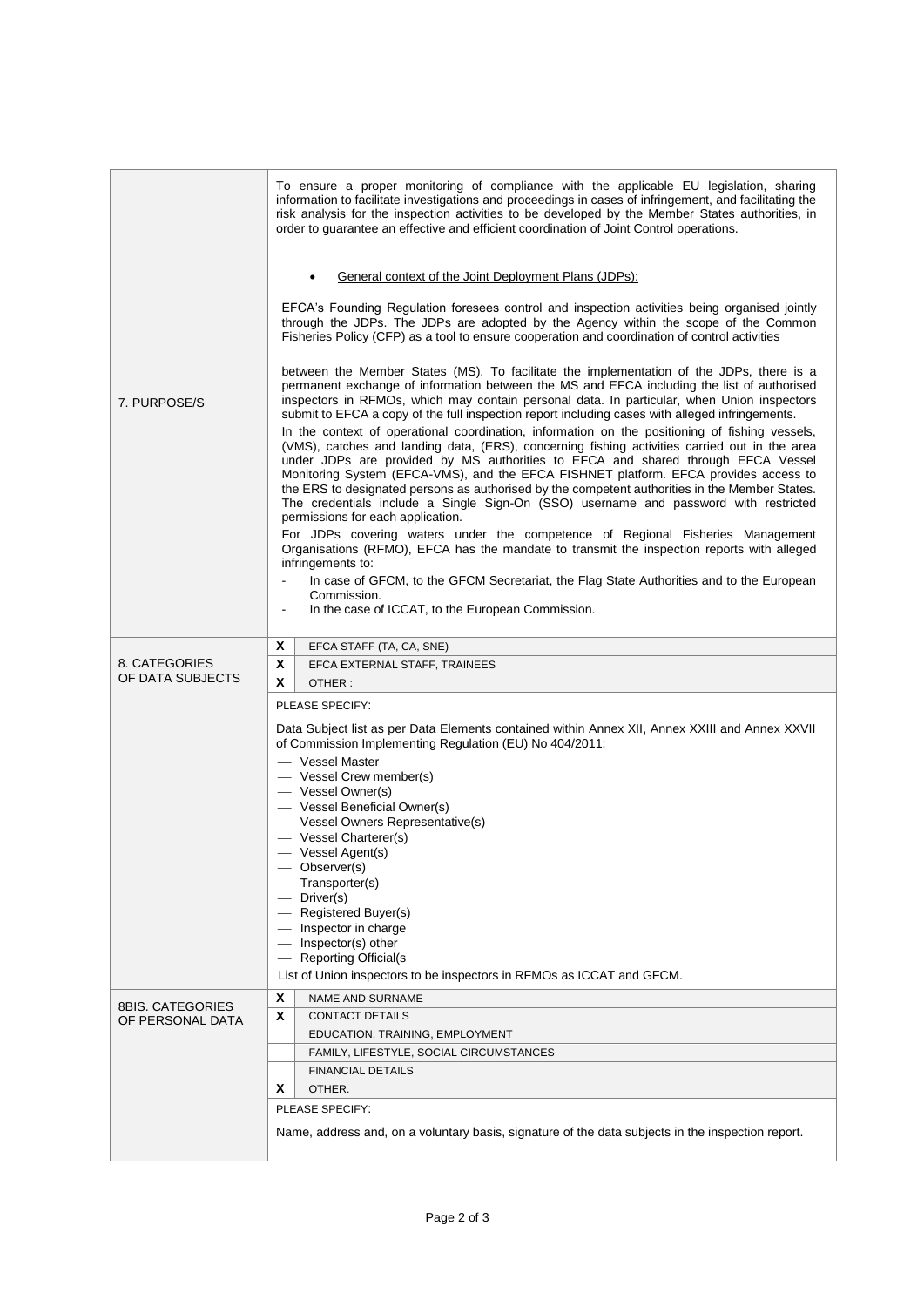| | |
|---|---|
| 7. PURPOSE/S | To ensure a proper monitoring of compliance with the applicable EU legislation, sharing information to facilitate investigations and proceedings in cases of infringement, and facilitating the risk analysis for the inspection activities to be developed by the Member States authorities, in order to guarantee an effective and efficient coordination of Joint Control operations.<br><br>• General context of the Joint Deployment Plans (JDPs):<br><br>EFCA's Founding Regulation foresees control and inspection activities being organised jointly through the JDPs. The JDPs are adopted by the Agency within the scope of the Common Fisheries Policy (CFP) as a tool to ensure cooperation and coordination of control activities<br><br>between the Member States (MS). To facilitate the implementation of the JDPs, there is a permanent exchange of information between the MS and EFCA including the list of authorised inspectors in RFMOs, which may contain personal data. In particular, when Union inspectors submit to EFCA a copy of the full inspection report including cases with alleged infringements.<br>In the context of operational coordination, information on the positioning of fishing vessels, (VMS), catches and landing data, (ERS), concerning fishing activities carried out in the area under JDPs are provided by MS authorities to EFCA and shared through EFCA Vessel Monitoring System (EFCA-VMS), and the EFCA FISHNET platform. EFCA provides access to the ERS to designated persons as authorised by the competent authorities in the Member States. The credentials include a Single Sign-On (SSO) username and password with restricted permissions for each application.<br>For JDPs covering waters under the competence of Regional Fisheries Management Organisations (RFMO), EFCA has the mandate to transmit the inspection reports with alleged infringements to:<br>- In case of GFCM, to the GFCM Secretariat, the Flag State Authorities and to the European Commission.<br>- In the case of ICCAT, to the European Commission. |
| 8. CATEGORIES OF DATA SUBJECTS | X EFCA STAFF (TA, CA, SNE)<br>X EFCA EXTERNAL STAFF, TRAINEES<br>X OTHER :<br><br>PLEASE SPECIFY:<br><br>Data Subject list as per Data Elements contained within Annex XII, Annex XXIII and Annex XXVII of Commission Implementing Regulation (EU) No 404/2011:<br>— Vessel Master<br>— Vessel Crew member(s)<br>— Vessel Owner(s)<br>— Vessel Beneficial Owner(s)<br>— Vessel Owners Representative(s)<br>— Vessel Charterer(s)<br>— Vessel Agent(s)<br>— Observer(s)<br>— Transporter(s)<br>— Driver(s)<br>— Registered Buyer(s)<br>— Inspector in charge<br>— Inspector(s) other<br>— Reporting Official(s<br>List of Union inspectors to be inspectors in RFMOs as ICCAT and GFCM. |
| 8BIS. CATEGORIES OF PERSONAL DATA | X NAME AND SURNAME<br>X CONTACT DETAILS<br>&nbsp;&nbsp;&nbsp;EDUCATION, TRAINING, EMPLOYMENT<br>&nbsp;&nbsp;&nbsp;FAMILY, LIFESTYLE, SOCIAL CIRCUMSTANCES<br>&nbsp;&nbsp;&nbsp;FINANCIAL DETAILS<br>X OTHER.<br><br>PLEASE SPECIFY:<br><br>Name, address and, on a voluntary basis, signature of the data subjects in the inspection report. |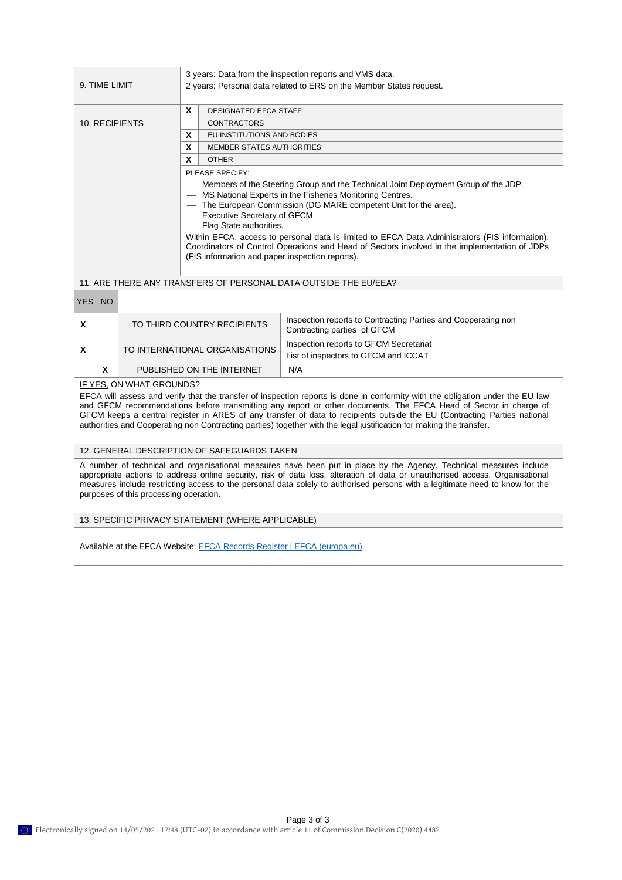| | |
|---|---|
| 9. TIME LIMIT | 3 years: Data from the inspection reports and VMS data.<br>2 years: Personal data related to ERS on the Member States request. |

| | | |
|---|---|---|
| 10. RECIPIENTS | X | DESIGNATED EFCA STAFF |
| | | CONTRACTORS |
| | X | EU INSTITUTIONS AND BODIES |
| | X | MEMBER STATES AUTHORITIES |
| | X | OTHER |

PLEASE SPECIFY:

- Members of the Steering Group and the Technical Joint Deployment Group of the JDP.
- MS National Experts in the Fisheries Monitoring Centres.
- The European Commission (DG MARE competent Unit for the area).
- Executive Secretary of GFCM
- Flag State authorities.

Within EFCA, access to personal data is limited to EFCA Data Administrators (FIS information), Coordinators of Control Operations and Head of Sectors involved in the implementation of JDPs (FIS information and paper inspection reports).

11. ARE THERE ANY TRANSFERS OF PERSONAL DATA OUTSIDE THE EU/EEA?

| YES | NO | | |
|---|---|---|---|
| X | | TO THIRD COUNTRY RECIPIENTS | Inspection reports to Contracting Parties and Cooperating non Contracting parties of GFCM |
| X | | TO INTERNATIONAL ORGANISATIONS | Inspection reports to GFCM Secretariat<br>List of inspectors to GFCM and ICCAT |
| | X | PUBLISHED ON THE INTERNET | N/A |

IF YES, ON WHAT GROUNDS?

EFCA will assess and verify that the transfer of inspection reports is done in conformity with the obligation under the EU law and GFCM recommendations before transmitting any report or other documents. The EFCA Head of Sector in charge of GFCM keeps a central register in ARES of any transfer of data to recipients outside the EU (Contracting Parties national authorities and Cooperating non Contracting parties) together with the legal justification for making the transfer.

12. GENERAL DESCRIPTION OF SAFEGUARDS TAKEN

A number of technical and organisational measures have been put in place by the Agency. Technical measures include appropriate actions to address online security, risk of data loss, alteration of data or unauthorised access. Organisational measures include restricting access to the personal data solely to authorised persons with a legitimate need to know for the purposes of this processing operation.

13. SPECIFIC PRIVACY STATEMENT (WHERE APPLICABLE)

Available at the EFCA Website: EFCA Records Register | EFCA (europa.eu)

Electronically signed on 14/05/2021 17:48 (UTC+02) in accordance with article 11 of Commission Decision C(2020) 4482